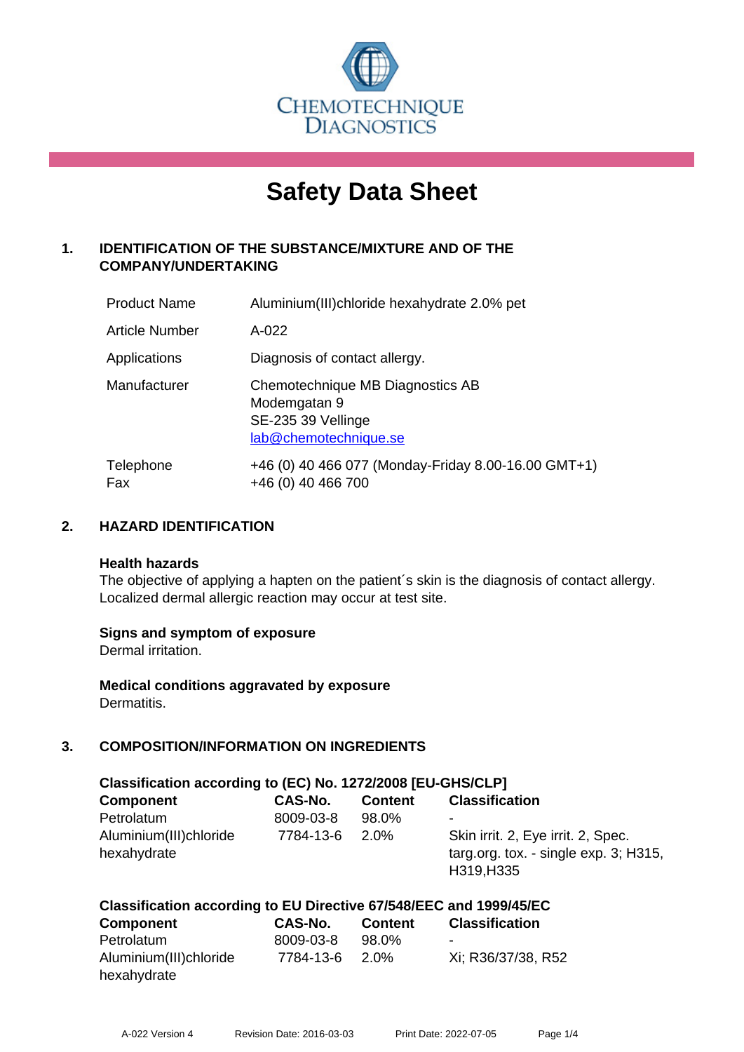CHEMOTECHNIQUE DIAGNOSTICS

# Safety Data Sheet

## 1. IDENTIFICATION OF THE SUBSTANCE/MIXTURE AND OF THE COMPANY/UNDERTAKING

| | |
|---|---|
| Product Name | Aluminium(III)chloride hexahydrate 2.0% pet |
| Article Number | A-022 |
| Applications | Diagnosis of contact allergy. |
| Manufacturer | Chemotechnique MB Diagnostics AB<br>Modemgatan 9<br>SE-235 39 Vellinge<br>lab@chemotechnique.se |
| Telephone<br>Fax | +46 (0) 40 466 077 (Monday-Friday 8.00-16.00 GMT+1)<br>+46 (0) 40 466 700 |

## 2. HAZARD IDENTIFICATION

**Health hazards**

The objective of applying a hapten on the patient´s skin is the diagnosis of contact allergy. Localized dermal allergic reaction may occur at test site.

**Signs and symptom of exposure**

Dermal irritation.

**Medical conditions aggravated by exposure**

Dermatitis.

## 3. COMPOSITION/INFORMATION ON INGREDIENTS

**Classification according to (EC) No. 1272/2008 [EU-GHS/CLP]**

| Component | CAS-No. | Content | Classification |
|---|---|---|---|
| Petrolatum | 8009-03-8 | 98.0% | - |
| Aluminium(III)chloride hexahydrate | 7784-13-6 | 2.0% | Skin irrit. 2, Eye irrit. 2, Spec. targ.org. tox. - single exp. 3; H315, H319,H335 |

**Classification according to EU Directive 67/548/EEC and 1999/45/EC**

| Component | CAS-No. | Content | Classification |
|---|---|---|---|
| Petrolatum | 8009-03-8 | 98.0% | - |
| Aluminium(III)chloride hexahydrate | 7784-13-6 | 2.0% | Xi; R36/37/38, R52 |

A-022 Version 4 Revision Date: 2016-03-03 Print Date: 2022-07-05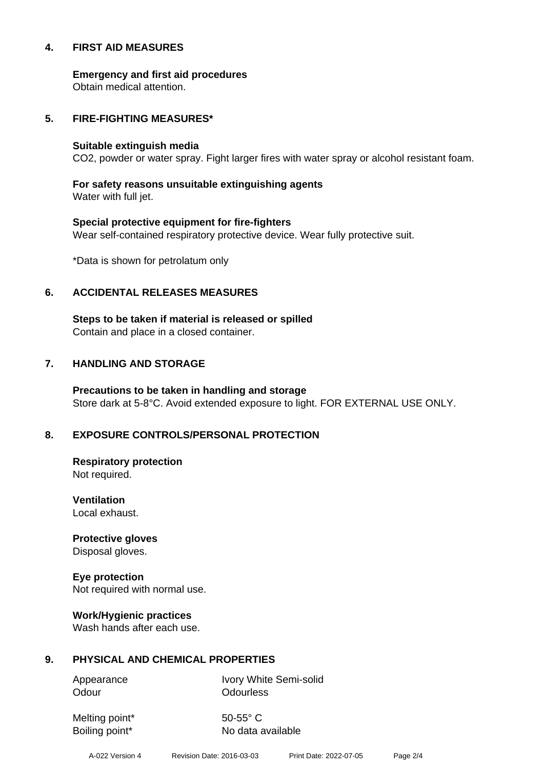## 4. FIRST AID MEASURES

**Emergency and first aid procedures**
Obtain medical attention.

## 5. FIRE-FIGHTING MEASURES*

**Suitable extinguish media**
$CO_2$, powder or water spray. Fight larger fires with water spray or alcohol resistant foam.

**For safety reasons unsuitable extinguishing agents**
Water with full jet.

**Special protective equipment for fire-fighters**
Wear self-contained respiratory protective device. Wear fully protective suit.

*Data is shown for petrolatum only

## 6. ACCIDENTAL RELEASES MEASURES

**Steps to be taken if material is released or spilled**
Contain and place in a closed container.

## 7. HANDLING AND STORAGE

**Precautions to be taken in handling and storage**
Store dark at 5-8°C. Avoid extended exposure to light. FOR EXTERNAL USE ONLY.

## 8. EXPOSURE CONTROLS/PERSONAL PROTECTION

**Respiratory protection**
Not required.

**Ventilation**
Local exhaust.

**Protective gloves**
Disposal gloves.

**Eye protection**
Not required with normal use.

**Work/Hygienic practices**
Wash hands after each use.

## 9. PHYSICAL AND CHEMICAL PROPERTIES

| | |
|---|---|
| Appearance | Ivory White Semi-solid |
| Odour | Odourless |
| Melting point* | 50-55° C |
| Boiling point* | No data available |

A-022 Version 4 Revision Date: 2016-03-03 Print Date: 2022-07-05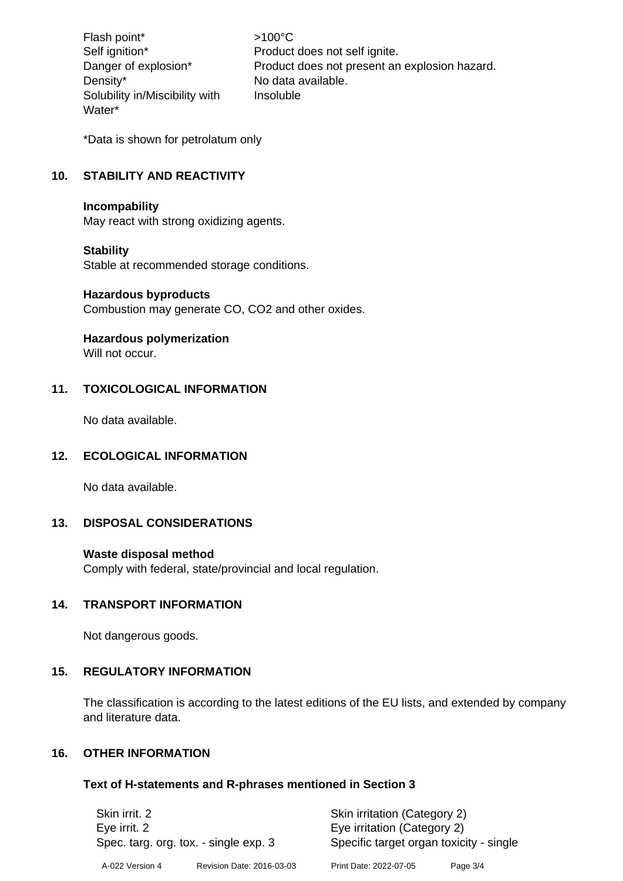| | |
|---|---|
| Flash point* | >100°C |
| Self ignition* | Product does not self ignite. |
| Danger of explosion* | Product does not present an explosion hazard. |
| Density* | No data available. |
| Solubility in/Miscibility with Water* | Insoluble |

*Data is shown for petrolatum only

## 10. STABILITY AND REACTIVITY

**Incompability**
May react with strong oxidizing agents.

**Stability**
Stable at recommended storage conditions.

**Hazardous byproducts**
Combustion may generate CO, $CO_2$ and other oxides.

**Hazardous polymerization**
Will not occur.

## 11. TOXICOLOGICAL INFORMATION

No data available.

## 12. ECOLOGICAL INFORMATION

No data available.

## 13. DISPOSAL CONSIDERATIONS

**Waste disposal method**
Comply with federal, state/provincial and local regulation.

## 14. TRANSPORT INFORMATION

Not dangerous goods.

## 15. REGULATORY INFORMATION

The classification is according to the latest editions of the EU lists, and extended by company and literature data.

## 16. OTHER INFORMATION

### Text of H-statements and R-phrases mentioned in Section 3

| | |
|---|---|
| Skin irrit. 2 | Skin irritation (Category 2) |
| Eye irrit. 2 | Eye irritation (Category 2) |
| Spec. targ. org. tox. - single exp. 3 | Specific target organ toxicity - single |

A-022 Version 4 Revision Date: 2016-03-03 Print Date: 2022-07-05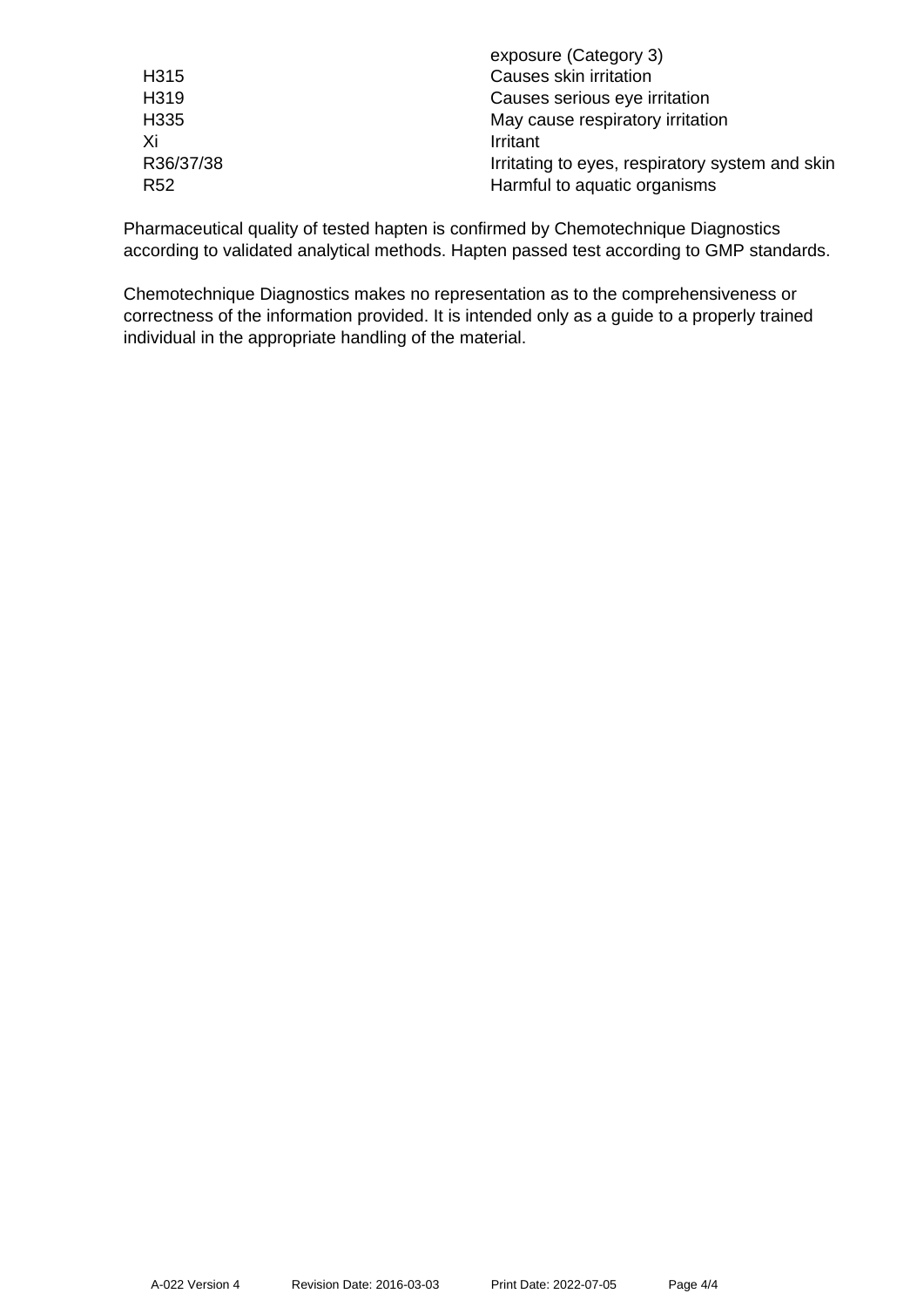| | |
|---|---|
| | exposure (Category 3) |
| H315 | Causes skin irritation |
| H319 | Causes serious eye irritation |
| H335 | May cause respiratory irritation |
| Xi | Irritant |
| R36/37/38 | Irritating to eyes, respiratory system and skin |
| R52 | Harmful to aquatic organisms |

Pharmaceutical quality of tested hapten is confirmed by Chemotechnique Diagnostics according to validated analytical methods. Hapten passed test according to GMP standards.

Chemotechnique Diagnostics makes no representation as to the comprehensiveness or correctness of the information provided. It is intended only as a guide to a properly trained individual in the appropriate handling of the material.